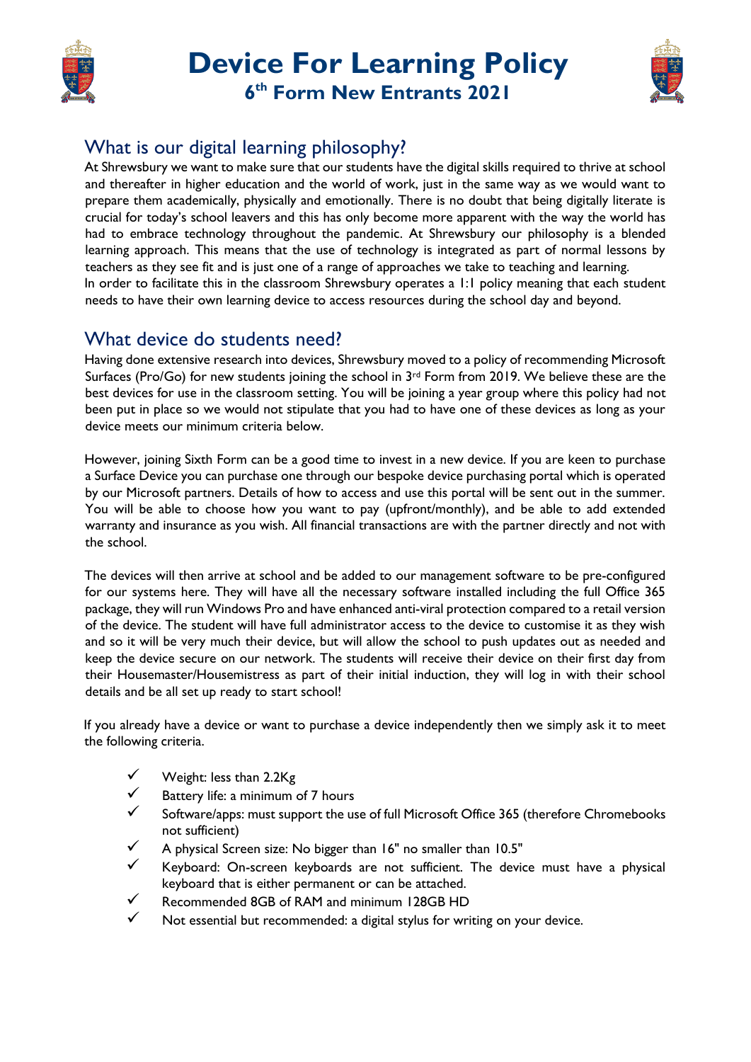# Device For Learning Policy

## 6th Form New Entrants 2021

## What is our digital learning philosophy?

At Shrewsbury we want to make sure that our students have the digital skills required to thrive at school and thereafter in higher education and the world of work, just in the same way as we would want to prepare them academically, physically and emotionally. There is no doubt that being digitally literate is crucial for today's school leavers and this has only become more apparent with the way the world has had to embrace technology throughout the pandemic. At Shrewsbury our philosophy is a blended learning approach. This means that the use of technology is integrated as part of normal lessons by teachers as they see fit and is just one of a range of approaches we take to teaching and learning.
In order to facilitate this in the classroom Shrewsbury operates a 1:1 policy meaning that each student needs to have their own learning device to access resources during the school day and beyond.

## What device do students need?

Having done extensive research into devices, Shrewsbury moved to a policy of recommending Microsoft Surfaces (Pro/Go) for new students joining the school in 3rd Form from 2019. We believe these are the best devices for use in the classroom setting. You will be joining a year group where this policy had not been put in place so we would not stipulate that you had to have one of these devices as long as your device meets our minimum criteria below.

However, joining Sixth Form can be a good time to invest in a new device. If you are keen to purchase a Surface Device you can purchase one through our bespoke device purchasing portal which is operated by our Microsoft partners. Details of how to access and use this portal will be sent out in the summer. You will be able to choose how you want to pay (upfront/monthly), and be able to add extended warranty and insurance as you wish. All financial transactions are with the partner directly and not with the school.

The devices will then arrive at school and be added to our management software to be pre-configured for our systems here. They will have all the necessary software installed including the full Office 365 package, they will run Windows Pro and have enhanced anti-viral protection compared to a retail version of the device. The student will have full administrator access to the device to customise it as they wish and so it will be very much their device, but will allow the school to push updates out as needed and keep the device secure on our network. The students will receive their device on their first day from their Housemaster/Housemistress as part of their initial induction, they will log in with their school details and be all set up ready to start school!

If you already have a device or want to purchase a device independently then we simply ask it to meet the following criteria.

- ✓ Weight: less than 2.2Kg
- ✓ Battery life: a minimum of 7 hours
- ✓ Software/apps: must support the use of full Microsoft Office 365 (therefore Chromebooks not sufficient)
- ✓ A physical Screen size: No bigger than 16" no smaller than 10.5"
- ✓ Keyboard: On-screen keyboards are not sufficient. The device must have a physical keyboard that is either permanent or can be attached.
- ✓ Recommended 8GB of RAM and minimum 128GB HD
- ✓ Not essential but recommended: a digital stylus for writing on your device.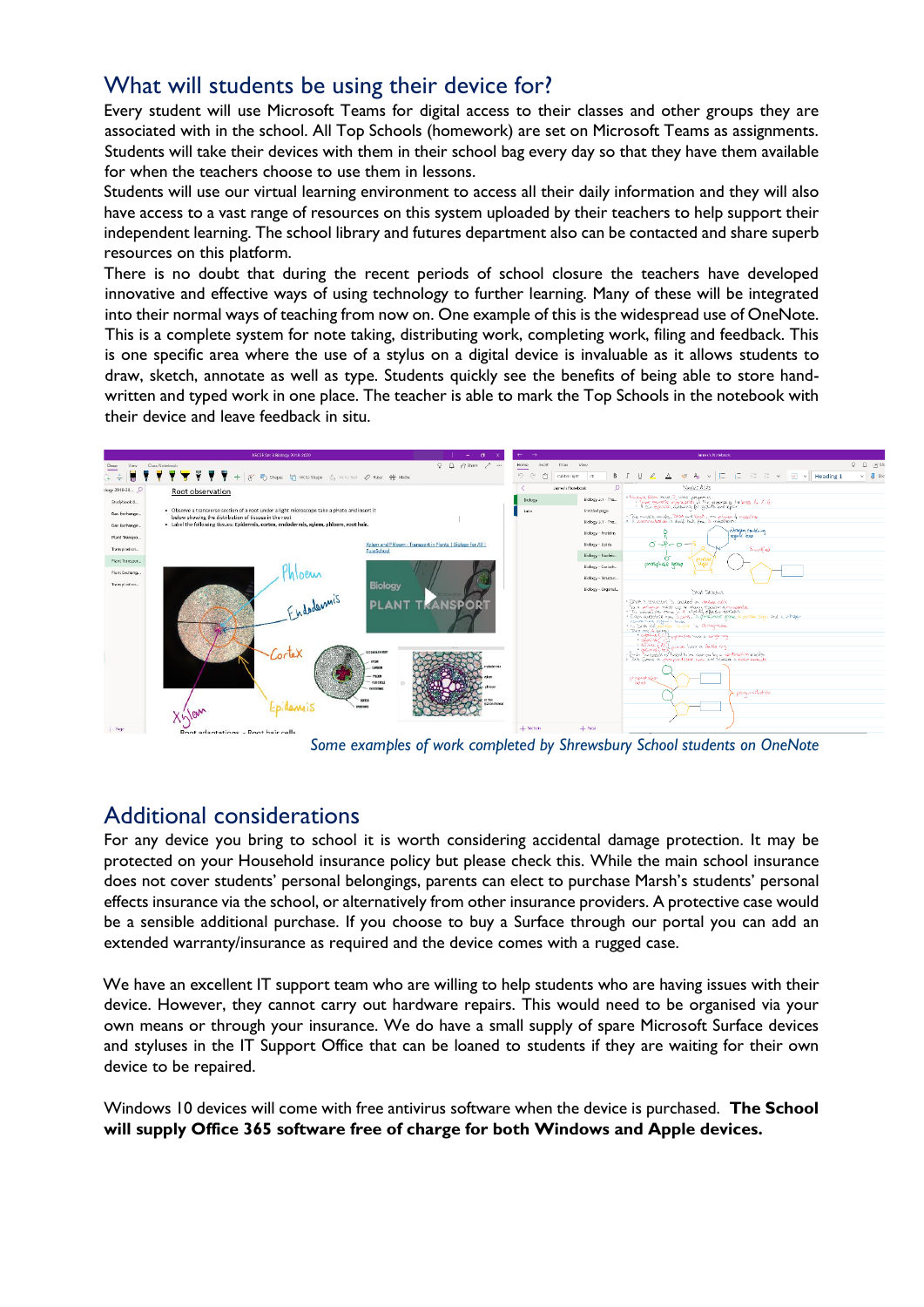## What will students be using their device for?

Every student will use Microsoft Teams for digital access to their classes and other groups they are associated with in the school. All Top Schools (homework) are set on Microsoft Teams as assignments. Students will take their devices with them in their school bag every day so that they have them available for when the teachers choose to use them in lessons.

Students will use our virtual learning environment to access all their daily information and they will also have access to a vast range of resources on this system uploaded by their teachers to help support their independent learning. The school library and futures department also can be contacted and share superb resources on this platform.

There is no doubt that during the recent periods of school closure the teachers have developed innovative and effective ways of using technology to further learning. Many of these will be integrated into their normal ways of teaching from now on. One example of this is the widespread use of OneNote. This is a complete system for note taking, distributing work, completing work, filing and feedback. This is one specific area where the use of a stylus on a digital device is invaluable as it allows students to draw, sketch, annotate as well as type. Students quickly see the benefits of being able to store hand-written and typed work in one place. The teacher is able to mark the Top Schools in the notebook with their device and leave feedback in situ.

*Some examples of work completed by Shrewsbury School students on OneNote*

## Additional considerations

For any device you bring to school it is worth considering accidental damage protection. It may be protected on your Household insurance policy but please check this. While the main school insurance does not cover students' personal belongings, parents can elect to purchase Marsh's students' personal effects insurance via the school, or alternatively from other insurance providers. A protective case would be a sensible additional purchase. If you choose to buy a Surface through our portal you can add an extended warranty/insurance as required and the device comes with a rugged case.

We have an excellent IT support team who are willing to help students who are having issues with their device. However, they cannot carry out hardware repairs. This would need to be organised via your own means or through your insurance. We do have a small supply of spare Microsoft Surface devices and styluses in the IT Support Office that can be loaned to students if they are waiting for their own device to be repaired.

Windows 10 devices will come with free antivirus software when the device is purchased. **The School will supply Office 365 software free of charge for both Windows and Apple devices.**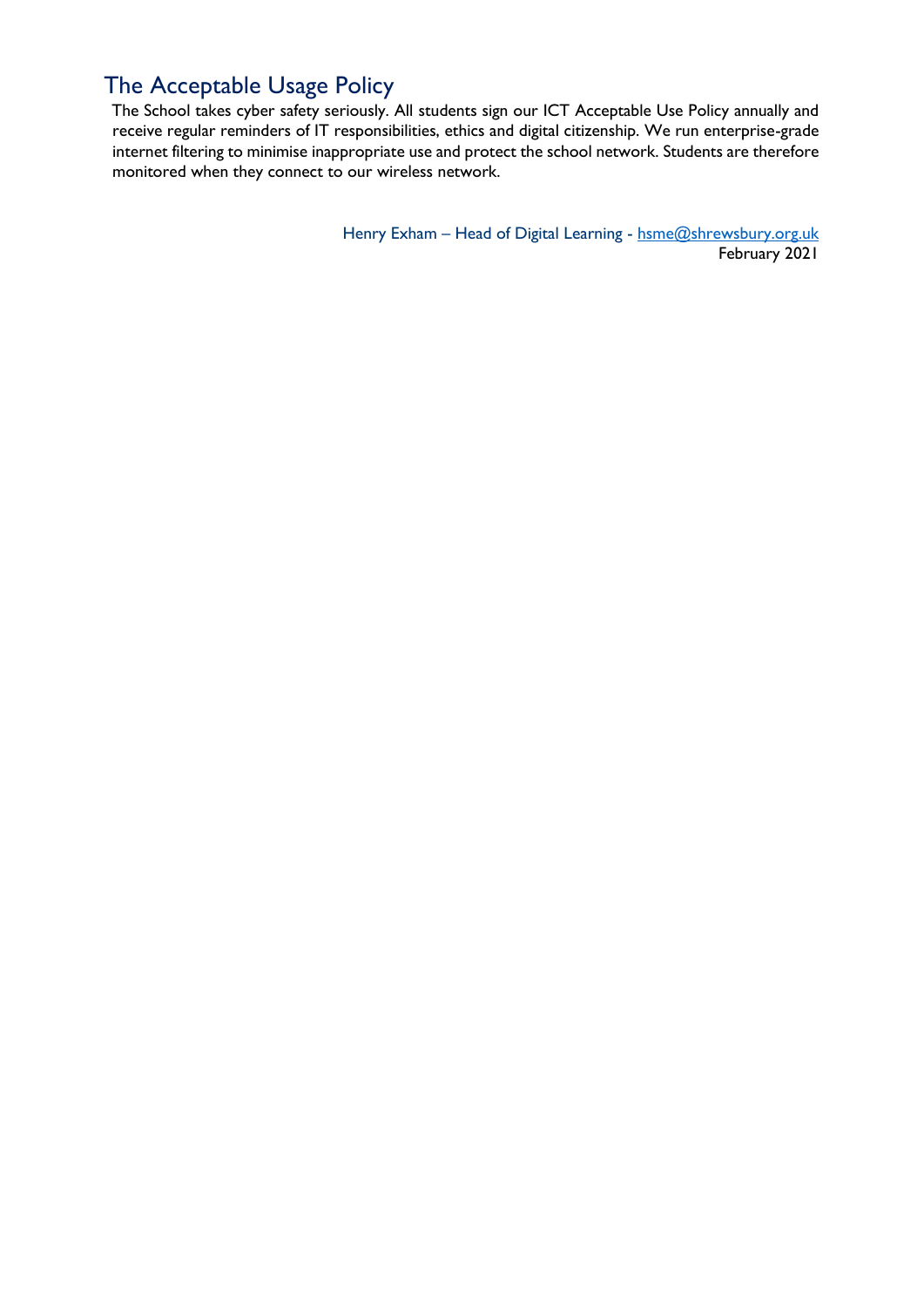## The Acceptable Usage Policy

The School takes cyber safety seriously. All students sign our ICT Acceptable Use Policy annually and receive regular reminders of IT responsibilities, ethics and digital citizenship. We run enterprise-grade internet filtering to minimise inappropriate use and protect the school network. Students are therefore monitored when they connect to our wireless network.

Henry Exham – Head of Digital Learning - hsme@shrewsbury.org.uk
February 2021